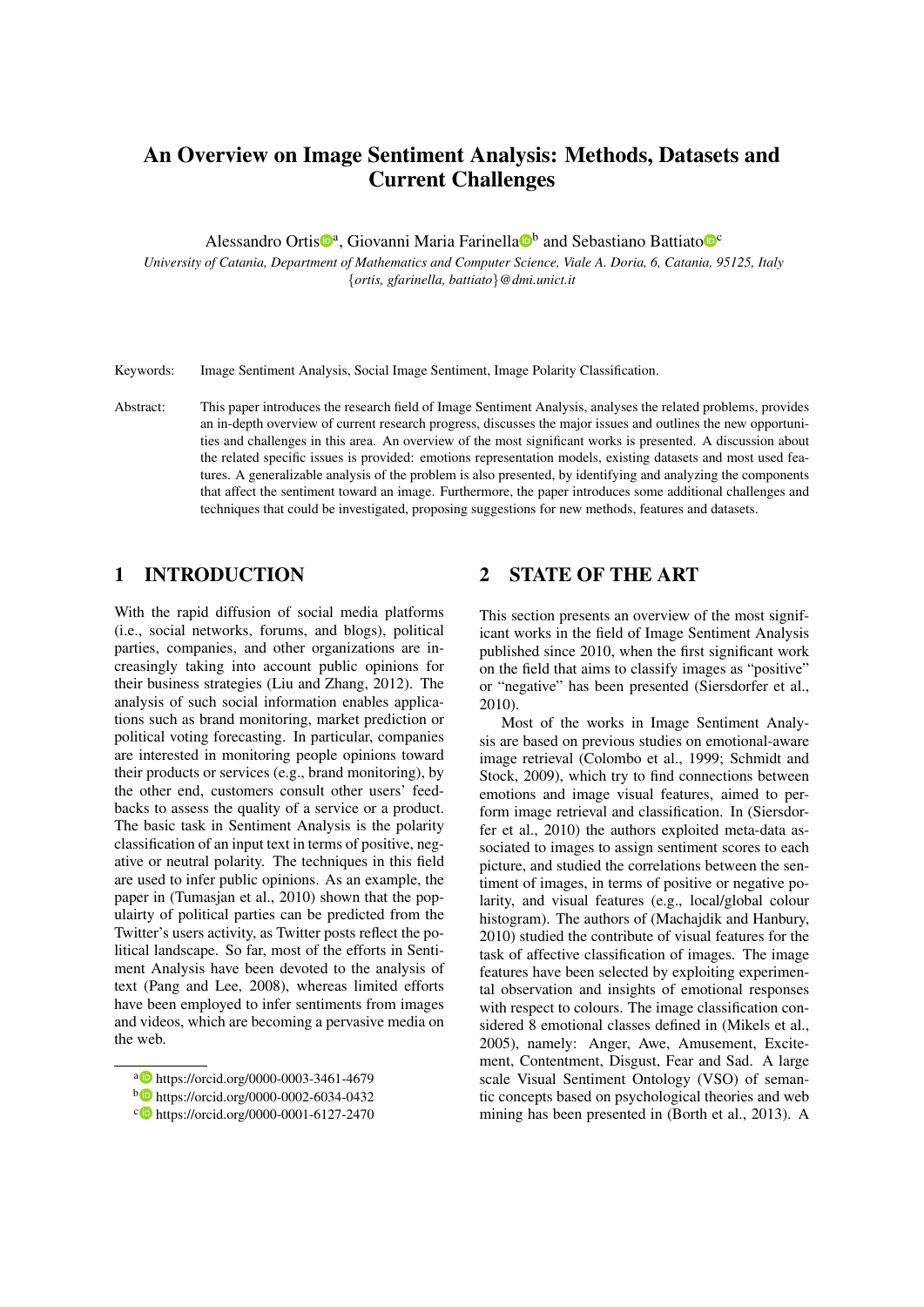# An Overview on Image Sentiment Analysis: Methods, Datasets and Current Challenges

Alessandro Ortis[a], Giovanni Maria Farinella[b] and Sebastiano Battiato[c]

*University of Catania, Department of Mathematics and Computer Science, Viale A. Doria, 6, Catania, 95125, Italy*
*{ortis, gfarinella, battiato}@dmi.unict.it*

Keywords: Image Sentiment Analysis, Social Image Sentiment, Image Polarity Classification.

Abstract: This paper introduces the research field of Image Sentiment Analysis, analyses the related problems, provides an in-depth overview of current research progress, discusses the major issues and outlines the new opportunities and challenges in this area. An overview of the most significant works is presented. A discussion about the related specific issues is provided: emotions representation models, existing datasets and most used features. A generalizable analysis of the problem is also presented, by identifying and analyzing the components that affect the sentiment toward an image. Furthermore, the paper introduces some additional challenges and techniques that could be investigated, proposing suggestions for new methods, features and datasets.

## 1 INTRODUCTION

With the rapid diffusion of social media platforms (i.e., social networks, forums, and blogs), political parties, companies, and other organizations are increasingly taking into account public opinions for their business strategies (Liu and Zhang, 2012). The analysis of such social information enables applications such as brand monitoring, market prediction or political voting forecasting. In particular, companies are interested in monitoring people opinions toward their products or services (e.g., brand monitoring), by the other end, customers consult other users' feedbacks to assess the quality of a service or a product. The basic task in Sentiment Analysis is the polarity classification of an input text in terms of positive, negative or neutral polarity. The techniques in this field are used to infer public opinions. As an example, the paper in (Tumasjan et al., 2010) shown that the populairty of political parties can be predicted from the Twitter's users activity, as Twitter posts reflect the political landscape. So far, most of the efforts in Sentiment Analysis have been devoted to the analysis of text (Pang and Lee, 2008), whereas limited efforts have been employed to infer sentiments from images and videos, which are becoming a pervasive media on the web.

[a] https://orcid.org/0000-0003-3461-4679
[b] https://orcid.org/0000-0002-6034-0432
[c] https://orcid.org/0000-0001-6127-2470

## 2 STATE OF THE ART

This section presents an overview of the most significant works in the field of Image Sentiment Analysis published since 2010, when the first significant work on the field that aims to classify images as "positive" or "negative" has been presented (Siersdorfer et al., 2010).

Most of the works in Image Sentiment Analysis are based on previous studies on emotional-aware image retrieval (Colombo et al., 1999; Schmidt and Stock, 2009), which try to find connections between emotions and image visual features, aimed to perform image retrieval and classification. In (Siersdorfer et al., 2010) the authors exploited meta-data associated to images to assign sentiment scores to each picture, and studied the correlations between the sentiment of images, in terms of positive or negative polarity, and visual features (e.g., local/global colour histogram). The authors of (Machajdik and Hanbury, 2010) studied the contribute of visual features for the task of affective classification of images. The image features have been selected by exploiting experimental observation and insights of emotional responses with respect to colours. The image classification considered 8 emotional classes defined in (Mikels et al., 2005), namely: Anger, Awe, Amusement, Excitement, Contentment, Disgust, Fear and Sad. A large scale Visual Sentiment Ontology (VSO) of semantic concepts based on psychological theories and web mining has been presented in (Borth et al., 2013). A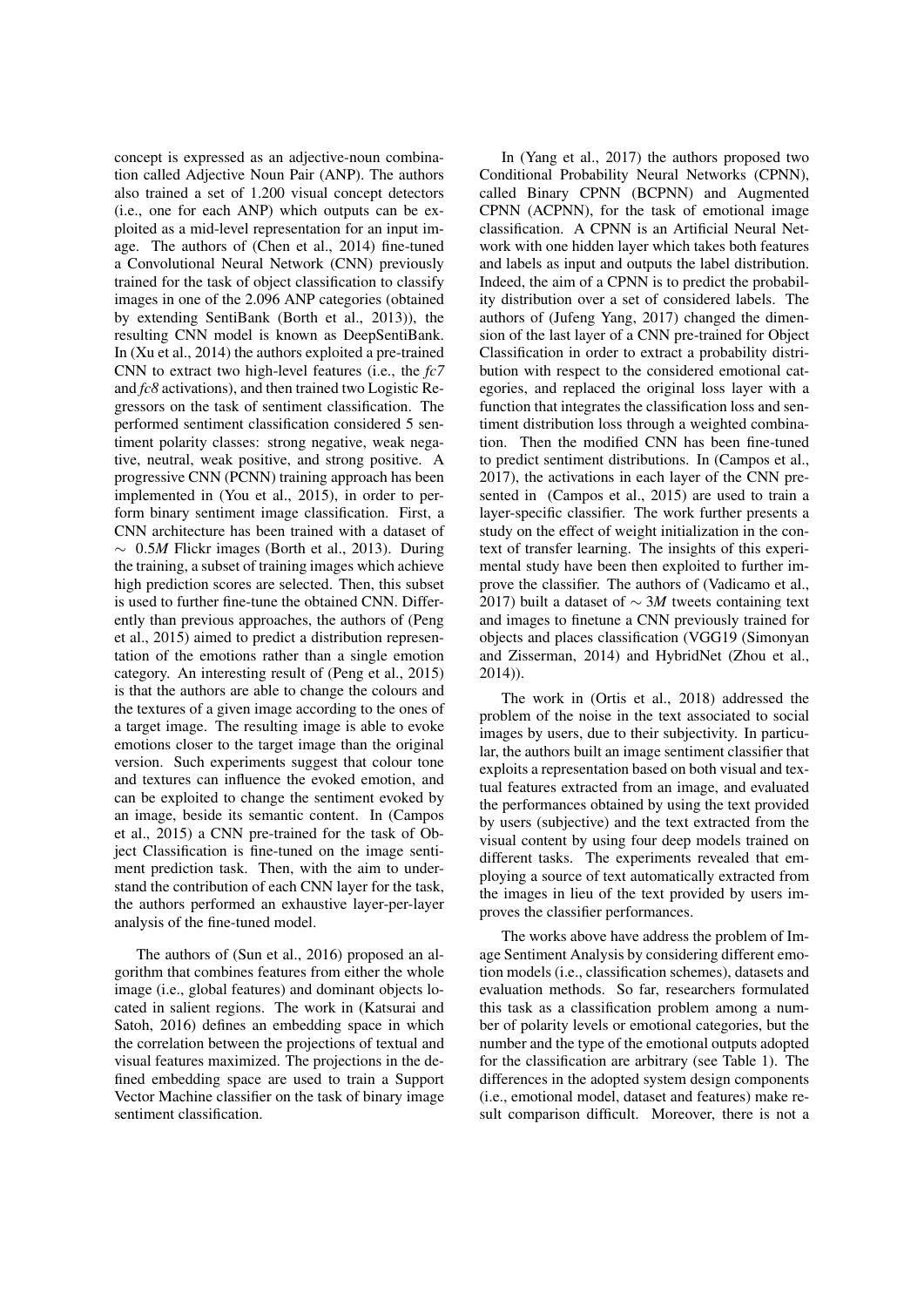concept is expressed as an adjective-noun combination called Adjective Noun Pair (ANP). The authors also trained a set of 1.200 visual concept detectors (i.e., one for each ANP) which outputs can be exploited as a mid-level representation for an input image. The authors of (Chen et al., 2014) fine-tuned a Convolutional Neural Network (CNN) previously trained for the task of object classification to classify images in one of the 2.096 ANP categories (obtained by extending SentiBank (Borth et al., 2013)), the resulting CNN model is known as DeepSentiBank. In (Xu et al., 2014) the authors exploited a pre-trained CNN to extract two high-level features (i.e., the *fc7* and *fc8* activations), and then trained two Logistic Regressors on the task of sentiment classification. The performed sentiment classification considered 5 sentiment polarity classes: strong negative, weak negative, neutral, weak positive, and strong positive. A progressive CNN (PCNN) training approach has been implemented in (You et al., 2015), in order to perform binary sentiment image classification. First, a CNN architecture has been trained with a dataset of $\sim$ 0.5*M* Flickr images (Borth et al., 2013). During the training, a subset of training images which achieve high prediction scores are selected. Then, this subset is used to further fine-tune the obtained CNN. Differently than previous approaches, the authors of (Peng et al., 2015) aimed to predict a distribution representation of the emotions rather than a single emotion category. An interesting result of (Peng et al., 2015) is that the authors are able to change the colours and the textures of a given image according to the ones of a target image. The resulting image is able to evoke emotions closer to the target image than the original version. Such experiments suggest that colour tone and textures can influence the evoked emotion, and can be exploited to change the sentiment evoked by an image, beside its semantic content. In (Campos et al., 2015) a CNN pre-trained for the task of Object Classification is fine-tuned on the image sentiment prediction task. Then, with the aim to understand the contribution of each CNN layer for the task, the authors performed an exhaustive layer-per-layer analysis of the fine-tuned model.

The authors of (Sun et al., 2016) proposed an algorithm that combines features from either the whole image (i.e., global features) and dominant objects located in salient regions. The work in (Katsurai and Satoh, 2016) defines an embedding space in which the correlation between the projections of textual and visual features maximized. The projections in the defined embedding space are used to train a Support Vector Machine classifier on the task of binary image sentiment classification.

In (Yang et al., 2017) the authors proposed two Conditional Probability Neural Networks (CPNN), called Binary CPNN (BCPNN) and Augmented CPNN (ACPNN), for the task of emotional image classification. A CPNN is an Artificial Neural Network with one hidden layer which takes both features and labels as input and outputs the label distribution. Indeed, the aim of a CPNN is to predict the probability distribution over a set of considered labels. The authors of (Jufeng Yang, 2017) changed the dimension of the last layer of a CNN pre-trained for Object Classification in order to extract a probability distribution with respect to the considered emotional categories, and replaced the original loss layer with a function that integrates the classification loss and sentiment distribution loss through a weighted combination. Then the modified CNN has been fine-tuned to predict sentiment distributions. In (Campos et al., 2017), the activations in each layer of the CNN presented in (Campos et al., 2015) are used to train a layer-specific classifier. The work further presents a study on the effect of weight initialization in the context of transfer learning. The insights of this experimental study have been then exploited to further improve the classifier. The authors of (Vadicamo et al., 2017) built a dataset of $\sim$ 3*M* tweets containing text and images to finetune a CNN previously trained for objects and places classification (VGG19 (Simonyan and Zisserman, 2014) and HybridNet (Zhou et al., 2014)).

The work in (Ortis et al., 2018) addressed the problem of the noise in the text associated to social images by users, due to their subjectivity. In particular, the authors built an image sentiment classifier that exploits a representation based on both visual and textual features extracted from an image, and evaluated the performances obtained by using the text provided by users (subjective) and the text extracted from the visual content by using four deep models trained on different tasks. The experiments revealed that employing a source of text automatically extracted from the images in lieu of the text provided by users improves the classifier performances.

The works above have address the problem of Image Sentiment Analysis by considering different emotion models (i.e., classification schemes), datasets and evaluation methods. So far, researchers formulated this task as a classification problem among a number of polarity levels or emotional categories, but the number and the type of the emotional outputs adopted for the classification are arbitrary (see Table 1). The differences in the adopted system design components (i.e., emotional model, dataset and features) make result comparison difficult. Moreover, there is not a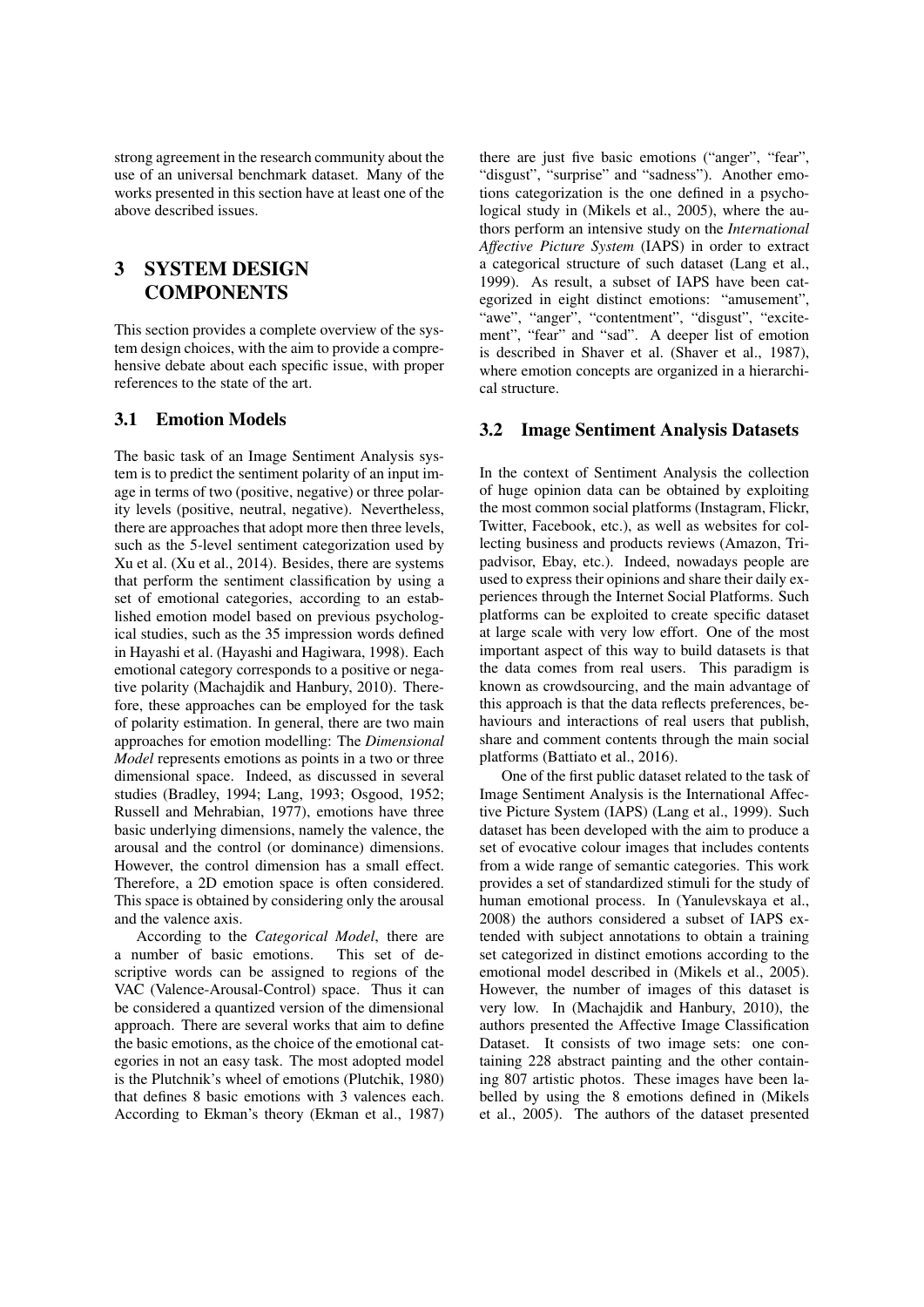strong agreement in the research community about the use of an universal benchmark dataset. Many of the works presented in this section have at least one of the above described issues.

# 3 SYSTEM DESIGN COMPONENTS

This section provides a complete overview of the system design choices, with the aim to provide a comprehensive debate about each specific issue, with proper references to the state of the art.

## 3.1 Emotion Models

The basic task of an Image Sentiment Analysis system is to predict the sentiment polarity of an input image in terms of two (positive, negative) or three polarity levels (positive, neutral, negative). Nevertheless, there are approaches that adopt more then three levels, such as the 5-level sentiment categorization used by Xu et al. (Xu et al., 2014). Besides, there are systems that perform the sentiment classification by using a set of emotional categories, according to an established emotion model based on previous psychological studies, such as the 35 impression words defined in Hayashi et al. (Hayashi and Hagiwara, 1998). Each emotional category corresponds to a positive or negative polarity (Machajdik and Hanbury, 2010). Therefore, these approaches can be employed for the task of polarity estimation. In general, there are two main approaches for emotion modelling: The *Dimensional Model* represents emotions as points in a two or three dimensional space. Indeed, as discussed in several studies (Bradley, 1994; Lang, 1993; Osgood, 1952; Russell and Mehrabian, 1977), emotions have three basic underlying dimensions, namely the valence, the arousal and the control (or dominance) dimensions. However, the control dimension has a small effect. Therefore, a 2D emotion space is often considered. This space is obtained by considering only the arousal and the valence axis.

According to the *Categorical Model*, there are a number of basic emotions. This set of descriptive words can be assigned to regions of the VAC (Valence-Arousal-Control) space. Thus it can be considered a quantized version of the dimensional approach. There are several works that aim to define the basic emotions, as the choice of the emotional categories in not an easy task. The most adopted model is the Plutchnik's wheel of emotions (Plutchik, 1980) that defines 8 basic emotions with 3 valences each. According to Ekman's theory (Ekman et al., 1987) there are just five basic emotions ("anger", "fear", "disgust", "surprise" and "sadness"). Another emotions categorization is the one defined in a psychological study in (Mikels et al., 2005), where the authors perform an intensive study on the *International Affective Picture System* (IAPS) in order to extract a categorical structure of such dataset (Lang et al., 1999). As result, a subset of IAPS have been categorized in eight distinct emotions: "amusement", "awe", "anger", "contentment", "disgust", "excitement", "fear" and "sad". A deeper list of emotion is described in Shaver et al. (Shaver et al., 1987), where emotion concepts are organized in a hierarchical structure.

## 3.2 Image Sentiment Analysis Datasets

In the context of Sentiment Analysis the collection of huge opinion data can be obtained by exploiting the most common social platforms (Instagram, Flickr, Twitter, Facebook, etc.), as well as websites for collecting business and products reviews (Amazon, Tripadvisor, Ebay, etc.). Indeed, nowadays people are used to express their opinions and share their daily experiences through the Internet Social Platforms. Such platforms can be exploited to create specific dataset at large scale with very low effort. One of the most important aspect of this way to build datasets is that the data comes from real users. This paradigm is known as crowdsourcing, and the main advantage of this approach is that the data reflects preferences, behaviours and interactions of real users that publish, share and comment contents through the main social platforms (Battiato et al., 2016).

One of the first public dataset related to the task of Image Sentiment Analysis is the International Affective Picture System (IAPS) (Lang et al., 1999). Such dataset has been developed with the aim to produce a set of evocative colour images that includes contents from a wide range of semantic categories. This work provides a set of standardized stimuli for the study of human emotional process. In (Yanulevskaya et al., 2008) the authors considered a subset of IAPS extended with subject annotations to obtain a training set categorized in distinct emotions according to the emotional model described in (Mikels et al., 2005). However, the number of images of this dataset is very low. In (Machajdik and Hanbury, 2010), the authors presented the Affective Image Classification Dataset. It consists of two image sets: one containing 228 abstract painting and the other containing 807 artistic photos. These images have been labelled by using the 8 emotions defined in (Mikels et al., 2005). The authors of the dataset presented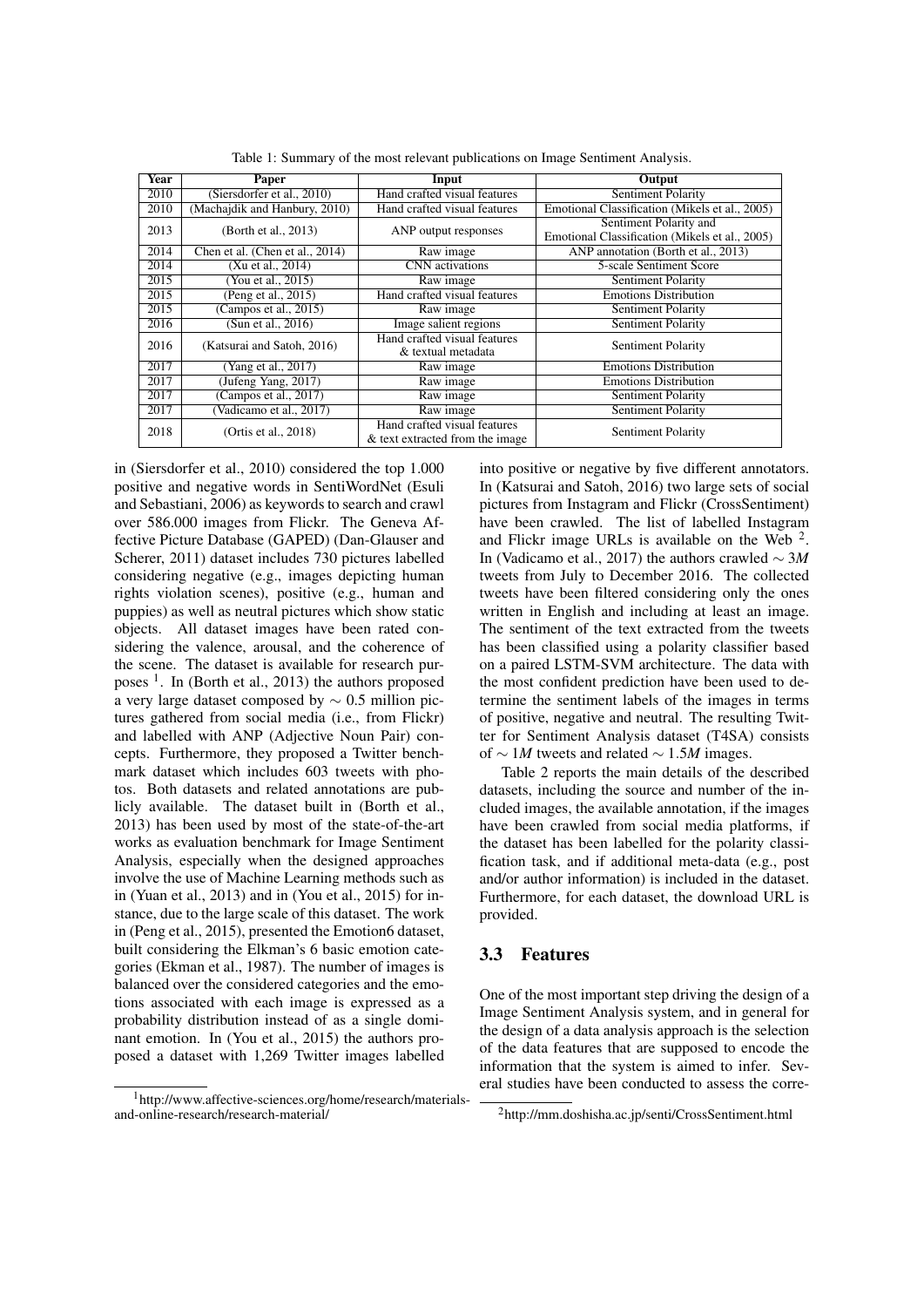Table 1: Summary of the most relevant publications on Image Sentiment Analysis.

| Year | Paper | Input | Output |
| --- | --- | --- | --- |
| 2010 | (Siersdorfer et al., 2010) | Hand crafted visual features | Sentiment Polarity |
| 2010 | (Machajdik and Hanbury, 2010) | Hand crafted visual features | Emotional Classification (Mikels et al., 2005) |
| 2013 | (Borth et al., 2013) | ANP output responses | Sentiment Polarity and Emotional Classification (Mikels et al., 2005) |
| 2014 | Chen et al. (Chen et al., 2014) | Raw image | ANP annotation (Borth et al., 2013) |
| 2014 | (Xu et al., 2014) | CNN activations | 5-scale Sentiment Score |
| 2015 | (You et al., 2015) | Raw image | Sentiment Polarity |
| 2015 | (Peng et al., 2015) | Hand crafted visual features | Emotions Distribution |
| 2015 | (Campos et al., 2015) | Raw image | Sentiment Polarity |
| 2016 | (Sun et al., 2016) | Image salient regions | Sentiment Polarity |
| 2016 | (Katsurai and Satoh, 2016) | Hand crafted visual features & textual metadata | Sentiment Polarity |
| 2017 | (Yang et al., 2017) | Raw image | Emotions Distribution |
| 2017 | (Jufeng Yang, 2017) | Raw image | Emotions Distribution |
| 2017 | (Campos et al., 2017) | Raw image | Sentiment Polarity |
| 2017 | (Vadicamo et al., 2017) | Raw image | Sentiment Polarity |
| 2018 | (Ortis et al., 2018) | Hand crafted visual features & text extracted from the image | Sentiment Polarity |

in (Siersdorfer et al., 2010) considered the top 1.000 positive and negative words in SentiWordNet (Esuli and Sebastiani, 2006) as keywords to search and crawl over 586.000 images from Flickr. The Geneva Affective Picture Database (GAPED) (Dan-Glauser and Scherer, 2011) dataset includes 730 pictures labelled considering negative (e.g., images depicting human rights violation scenes), positive (e.g., human and puppies) as well as neutral pictures which show static objects. All dataset images have been rated considering the valence, arousal, and the coherence of the scene. The dataset is available for research purposes [1]. In (Borth et al., 2013) the authors proposed a very large dataset composed by $\sim 0.5$ million pictures gathered from social media (i.e., from Flickr) and labelled with ANP (Adjective Noun Pair) concepts. Furthermore, they proposed a Twitter benchmark dataset which includes 603 tweets with photos. Both datasets and related annotations are publicly available. The dataset built in (Borth et al., 2013) has been used by most of the state-of-the-art works as evaluation benchmark for Image Sentiment Analysis, especially when the designed approaches involve the use of Machine Learning methods such as in (Yuan et al., 2013) and in (You et al., 2015) for instance, due to the large scale of this dataset. The work in (Peng et al., 2015), presented the Emotion6 dataset, built considering the Elkman's 6 basic emotion categories (Ekman et al., 1987). The number of images is balanced over the considered categories and the emotions associated with each image is expressed as a probability distribution instead of as a single dominant emotion. In (You et al., 2015) the authors proposed a dataset with 1,269 Twitter images labelled into positive or negative by five different annotators. In (Katsurai and Satoh, 2016) two large sets of social pictures from Instagram and Flickr (CrossSentiment) have been crawled. The list of labelled Instagram and Flickr image URLs is available on the Web [2]. In (Vadicamo et al., 2017) the authors crawled $\sim 3M$ tweets from July to December 2016. The collected tweets have been filtered considering only the ones written in English and including at least an image. The sentiment of the text extracted from the tweets has been classified using a polarity classifier based on a paired LSTM-SVM architecture. The data with the most confident prediction have been used to determine the sentiment labels of the images in terms of positive, negative and neutral. The resulting Twitter for Sentiment Analysis dataset (T4SA) consists of $\sim 1M$ tweets and related $\sim 1.5M$ images.

Table 2 reports the main details of the described datasets, including the source and number of the included images, the available annotation, if the images have been crawled from social media platforms, if the dataset has been labelled for the polarity classification task, and if additional meta-data (e.g., post and/or author information) is included in the dataset. Furthermore, for each dataset, the download URL is provided.

### 3.3 Features

One of the most important step driving the design of a Image Sentiment Analysis system, and in general for the design of a data analysis approach is the selection of the data features that are supposed to encode the information that the system is aimed to infer. Several studies have been conducted to assess the corre-

[1] http://www.affective-sciences.org/home/research/materials-and-online-research/research-material/

[2] http://mm.doshisha.ac.jp/senti/CrossSentiment.html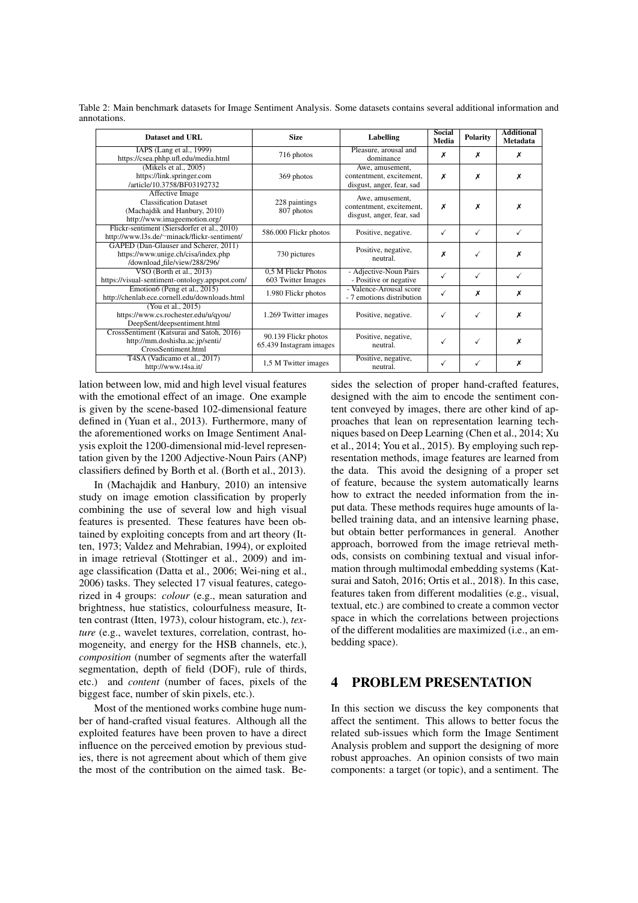Table 2: Main benchmark datasets for Image Sentiment Analysis. Some datasets contains several additional information and annotations.

| Dataset and URL | Size | Labelling | Social Media | Polarity | Additional Metadata |
|---|---|---|---|---|---|
| IAPS (Lang et al., 1999) https://csea.phhp.ufl.edu/media.html | 716 photos | Pleasure, arousal and dominance | ✗ | ✗ | ✗ |
| (Mikels et al., 2005) https://link.springer.com /article/10.3758/BF03192732 | 369 photos | Awe, amusement, contentment, excitement, disgust, anger, fear, sad | ✗ | ✗ | ✗ |
| Affective Image Classification Dataset (Machajdik and Hanbury, 2010) http://www.imageemotion.org/ | 228 paintings 807 photos | Awe, amusement, contentment, excitement, disgust, anger, fear, sad | ✗ | ✗ | ✗ |
| Flickr-sentiment (Siersdorfer et al., 2010) http://www.l3s.de/~minack/flickr-sentiment/ | 586.000 Flickr photos | Positive, negative. | ✓ | ✓ | ✓ |
| GAPED (Dan-Glauser and Scherer, 2011) https://www.unige.ch/cisa/index.php /download_file/view/288/296/ | 730 pictures | Positive, negative, neutral. | ✗ | ✓ | ✗ |
| VSO (Borth et al., 2013) https://visual-sentiment-ontology.appspot.com/ | 0,5 M Flickr Photos 603 Twitter Images | - Adjective-Noun Pairs - Positive or negative | ✓ | ✓ | ✓ |
| Emotion6 (Peng et al., 2015) http://chenlab.ece.cornell.edu/downloads.html | 1.980 Flickr photos | - Valence-Arousal score - 7 emotions distribution | ✓ | ✗ | ✗ |
| (You et al., 2015) https://www.cs.rochester.edu/u/qyou/ DeepSent/deepsentiment.html | 1.269 Twitter images | Positive, negative. | ✓ | ✓ | ✗ |
| CrossSentiment (Katsurai and Satoh, 2016) http://mm.doshisha.ac.jp/senti/ CrossSentiment.html | 90.139 Flickr photos 65.439 Instagram images | Positive, negative, neutral. | ✓ | ✓ | ✗ |
| T4SA (Vadicamo et al., 2017) http://www.t4sa.it/ | 1,5 M Twitter images | Positive, negative, neutral. | ✓ | ✓ | ✗ |

lation between low, mid and high level visual features with the emotional effect of an image. One example is given by the scene-based 102-dimensional feature defined in (Yuan et al., 2013). Furthermore, many of the aforementioned works on Image Sentiment Analysis exploit the 1200-dimensional mid-level representation given by the 1200 Adjective-Noun Pairs (ANP) classifiers defined by Borth et al. (Borth et al., 2013).

In (Machajdik and Hanbury, 2010) an intensive study on image emotion classification by properly combining the use of several low and high level visual features is presented. These features have been obtained by exploiting concepts from and art theory (Itten, 1973; Valdez and Mehrabian, 1994), or exploited in image retrieval (Stottinger et al., 2009) and image classification (Datta et al., 2006; Wei-ning et al., 2006) tasks. They selected 17 visual features, categorized in 4 groups: *colour* (e.g., mean saturation and brightness, hue statistics, colourfulness measure, Itten contrast (Itten, 1973), colour histogram, etc.), *texture* (e.g., wavelet textures, correlation, contrast, homogeneity, and energy for the HSB channels, etc.), *composition* (number of segments after the waterfall segmentation, depth of field (DOF), rule of thirds, etc.) and *content* (number of faces, pixels of the biggest face, number of skin pixels, etc.).

Most of the mentioned works combine huge number of hand-crafted visual features. Although all the exploited features have been proven to have a direct influence on the perceived emotion by previous studies, there is not agreement about which of them give the most of the contribution on the aimed task. Besides the selection of proper hand-crafted features, designed with the aim to encode the sentiment content conveyed by images, there are other kind of approaches that lean on representation learning techniques based on Deep Learning (Chen et al., 2014; Xu et al., 2014; You et al., 2015). By employing such representation methods, image features are learned from the data. This avoid the designing of a proper set of feature, because the system automatically learns how to extract the needed information from the input data. These methods requires huge amounts of labelled training data, and an intensive learning phase, but obtain better performances in general. Another approach, borrowed from the image retrieval methods, consists on combining textual and visual information through multimodal embedding systems (Katsurai and Satoh, 2016; Ortis et al., 2018). In this case, features taken from different modalities (e.g., visual, textual, etc.) are combined to create a common vector space in which the correlations between projections of the different modalities are maximized (i.e., an embedding space).

# 4 PROBLEM PRESENTATION

In this section we discuss the key components that affect the sentiment. This allows to better focus the related sub-issues which form the Image Sentiment Analysis problem and support the designing of more robust approaches. An opinion consists of two main components: a target (or topic), and a sentiment. The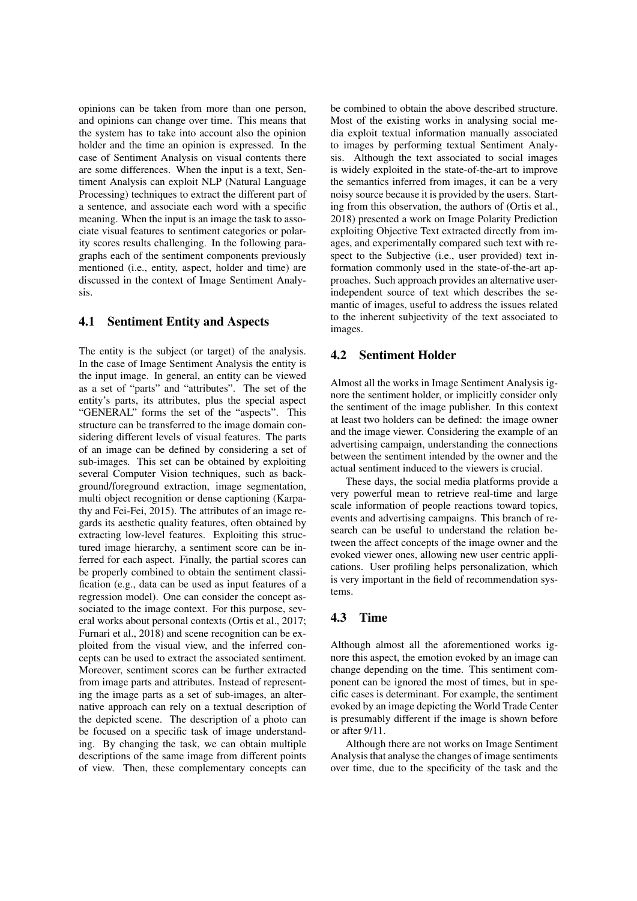opinions can be taken from more than one person, and opinions can change over time. This means that the system has to take into account also the opinion holder and the time an opinion is expressed. In the case of Sentiment Analysis on visual contents there are some differences. When the input is a text, Sentiment Analysis can exploit NLP (Natural Language Processing) techniques to extract the different part of a sentence, and associate each word with a specific meaning. When the input is an image the task to associate visual features to sentiment categories or polarity scores results challenging. In the following paragraphs each of the sentiment components previously mentioned (i.e., entity, aspect, holder and time) are discussed in the context of Image Sentiment Analysis.

### 4.1 Sentiment Entity and Aspects

The entity is the subject (or target) of the analysis. In the case of Image Sentiment Analysis the entity is the input image. In general, an entity can be viewed as a set of "parts" and "attributes". The set of the entity's parts, its attributes, plus the special aspect "GENERAL" forms the set of the "aspects". This structure can be transferred to the image domain considering different levels of visual features. The parts of an image can be defined by considering a set of sub-images. This set can be obtained by exploiting several Computer Vision techniques, such as background/foreground extraction, image segmentation, multi object recognition or dense captioning (Karpathy and Fei-Fei, 2015). The attributes of an image regards its aesthetic quality features, often obtained by extracting low-level features. Exploiting this structured image hierarchy, a sentiment score can be inferred for each aspect. Finally, the partial scores can be properly combined to obtain the sentiment classification (e.g., data can be used as input features of a regression model). One can consider the concept associated to the image context. For this purpose, several works about personal contexts (Ortis et al., 2017; Furnari et al., 2018) and scene recognition can be exploited from the visual view, and the inferred concepts can be used to extract the associated sentiment. Moreover, sentiment scores can be further extracted from image parts and attributes. Instead of representing the image parts as a set of sub-images, an alternative approach can rely on a textual description of the depicted scene. The description of a photo can be focused on a specific task of image understanding. By changing the task, we can obtain multiple descriptions of the same image from different points of view. Then, these complementary concepts can be combined to obtain the above described structure. Most of the existing works in analysing social media exploit textual information manually associated to images by performing textual Sentiment Analysis. Although the text associated to social images is widely exploited in the state-of-the-art to improve the semantics inferred from images, it can be a very noisy source because it is provided by the users. Starting from this observation, the authors of (Ortis et al., 2018) presented a work on Image Polarity Prediction exploiting Objective Text extracted directly from images, and experimentally compared such text with respect to the Subjective (i.e., user provided) text information commonly used in the state-of-the-art approaches. Such approach provides an alternative user-independent source of text which describes the semantic of images, useful to address the issues related to the inherent subjectivity of the text associated to images.

### 4.2 Sentiment Holder

Almost all the works in Image Sentiment Analysis ignore the sentiment holder, or implicitly consider only the sentiment of the image publisher. In this context at least two holders can be defined: the image owner and the image viewer. Considering the example of an advertising campaign, understanding the connections between the sentiment intended by the owner and the actual sentiment induced to the viewers is crucial.

These days, the social media platforms provide a very powerful mean to retrieve real-time and large scale information of people reactions toward topics, events and advertising campaigns. This branch of research can be useful to understand the relation between the affect concepts of the image owner and the evoked viewer ones, allowing new user centric applications. User profiling helps personalization, which is very important in the field of recommendation systems.

### 4.3 Time

Although almost all the aforementioned works ignore this aspect, the emotion evoked by an image can change depending on the time. This sentiment component can be ignored the most of times, but in specific cases is determinant. For example, the sentiment evoked by an image depicting the World Trade Center is presumably different if the image is shown before or after 9/11.

Although there are not works on Image Sentiment Analysis that analyse the changes of image sentiments over time, due to the specificity of the task and the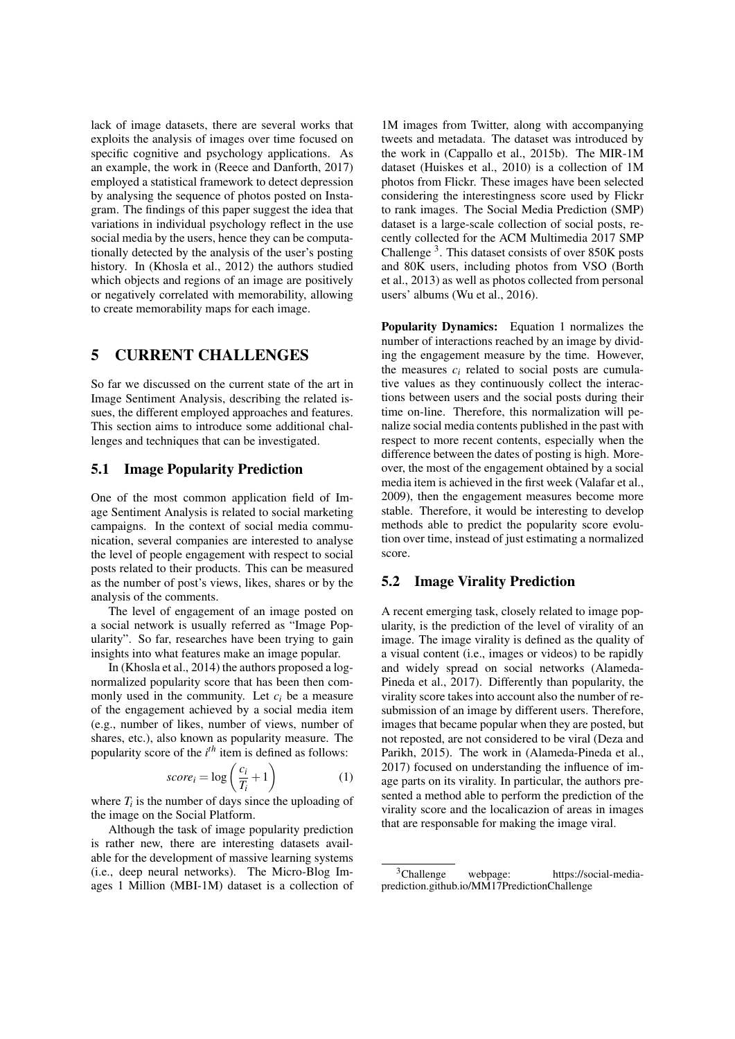lack of image datasets, there are several works that exploits the analysis of images over time focused on specific cognitive and psychology applications. As an example, the work in (Reece and Danforth, 2017) employed a statistical framework to detect depression by analysing the sequence of photos posted on Instagram. The findings of this paper suggest the idea that variations in individual psychology reflect in the use social media by the users, hence they can be computationally detected by the analysis of the user's posting history. In (Khosla et al., 2012) the authors studied which objects and regions of an image are positively or negatively correlated with memorability, allowing to create memorability maps for each image.

# 5 CURRENT CHALLENGES

So far we discussed on the current state of the art in Image Sentiment Analysis, describing the related issues, the different employed approaches and features. This section aims to introduce some additional challenges and techniques that can be investigated.

## 5.1 Image Popularity Prediction

One of the most common application field of Image Sentiment Analysis is related to social marketing campaigns. In the context of social media communication, several companies are interested to analyse the level of people engagement with respect to social posts related to their products. This can be measured as the number of post's views, likes, shares or by the analysis of the comments.

The level of engagement of an image posted on a social network is usually referred as "Image Popularity". So far, researches have been trying to gain insights into what features make an image popular.

In (Khosla et al., 2014) the authors proposed a log-normalized popularity score that has been then commonly used in the community. Let $c_i$ be a measure of the engagement achieved by a social media item (e.g., number of likes, number of views, number of shares, etc.), also known as popularity measure. The popularity score of the $i^{th}$ item is defined as follows:

$$score_i = \log\left(\frac{c_i}{T_i} + 1\right) \quad (1)$$

where $T_i$ is the number of days since the uploading of the image on the Social Platform.

Although the task of image popularity prediction is rather new, there are interesting datasets available for the development of massive learning systems (i.e., deep neural networks). The Micro-Blog Images 1 Million (MBI-1M) dataset is a collection of 1M images from Twitter, along with accompanying tweets and metadata. The dataset was introduced by the work in (Cappallo et al., 2015b). The MIR-1M dataset (Huiskes et al., 2010) is a collection of 1M photos from Flickr. These images have been selected considering the interestingness score used by Flickr to rank images. The Social Media Prediction (SMP) dataset is a large-scale collection of social posts, recently collected for the ACM Multimedia 2017 SMP Challenge [3]. This dataset consists of over 850K posts and 80K users, including photos from VSO (Borth et al., 2013) as well as photos collected from personal users' albums (Wu et al., 2016).

**Popularity Dynamics:** Equation 1 normalizes the number of interactions reached by an image by dividing the engagement measure by the time. However, the measures $c_i$ related to social posts are cumulative values as they continuously collect the interactions between users and the social posts during their time on-line. Therefore, this normalization will penalize social media contents published in the past with respect to more recent contents, especially when the difference between the dates of posting is high. Moreover, the most of the engagement obtained by a social media item is achieved in the first week (Valafar et al., 2009), then the engagement measures become more stable. Therefore, it would be interesting to develop methods able to predict the popularity score evolution over time, instead of just estimating a normalized score.

## 5.2 Image Virality Prediction

A recent emerging task, closely related to image popularity, is the prediction of the level of virality of an image. The image virality is defined as the quality of a visual content (i.e., images or videos) to be rapidly and widely spread on social networks (Alameda-Pineda et al., 2017). Differently than popularity, the virality score takes into account also the number of resubmission of an image by different users. Therefore, images that became popular when they are posted, but not reposted, are not considered to be viral (Deza and Parikh, 2015). The work in (Alameda-Pineda et al., 2017) focused on understanding the influence of image parts on its virality. In particular, the authors presented a method able to perform the prediction of the virality score and the localicazion of areas in images that are responsable for making the image viral.

[3] Challenge webpage: https://social-media-prediction.github.io/MM17PredictionChallenge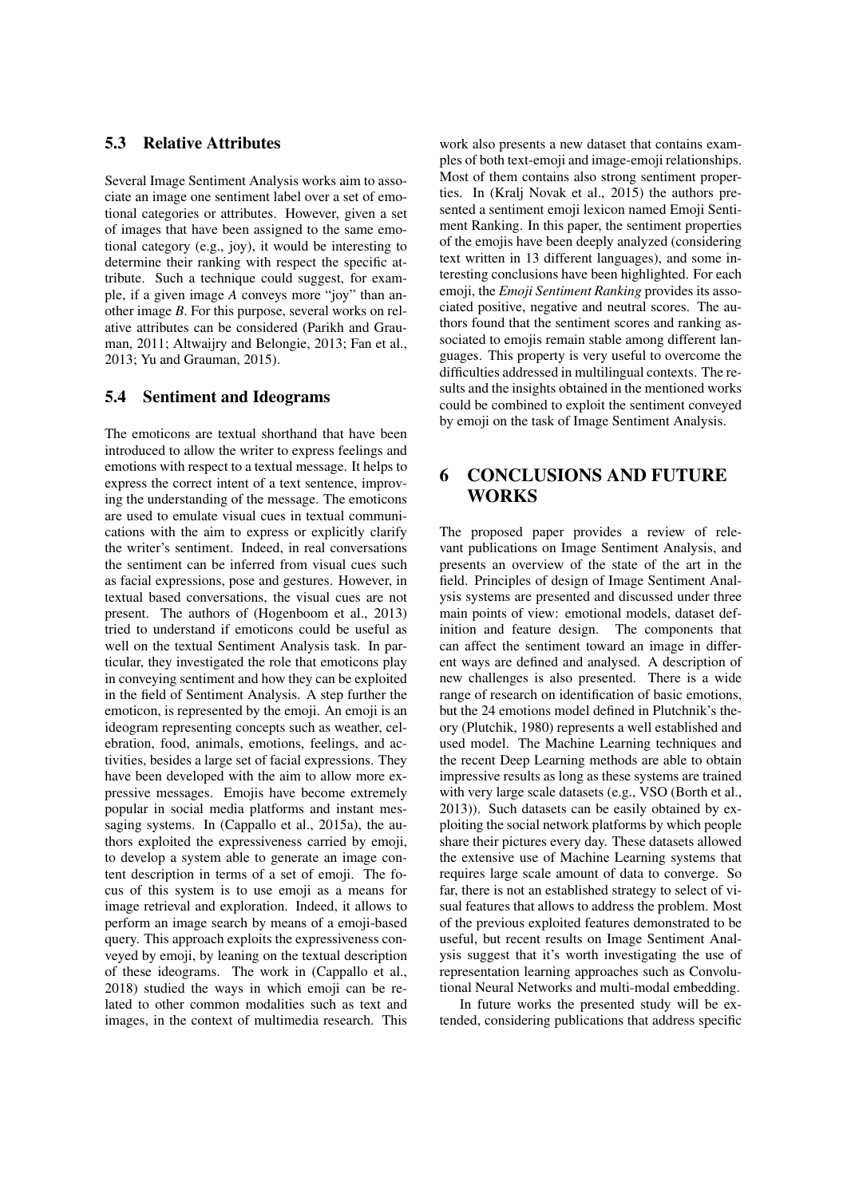### 5.3 Relative Attributes

Several Image Sentiment Analysis works aim to associate an image one sentiment label over a set of emotional categories or attributes. However, given a set of images that have been assigned to the same emotional category (e.g., joy), it would be interesting to determine their ranking with respect the specific attribute. Such a technique could suggest, for example, if a given image *A* conveys more "joy" than another image *B*. For this purpose, several works on relative attributes can be considered (Parikh and Grauman, 2011; Altwaijry and Belongie, 2013; Fan et al., 2013; Yu and Grauman, 2015).

### 5.4 Sentiment and Ideograms

The emoticons are textual shorthand that have been introduced to allow the writer to express feelings and emotions with respect to a textual message. It helps to express the correct intent of a text sentence, improving the understanding of the message. The emoticons are used to emulate visual cues in textual communications with the aim to express or explicitly clarify the writer's sentiment. Indeed, in real conversations the sentiment can be inferred from visual cues such as facial expressions, pose and gestures. However, in textual based conversations, the visual cues are not present. The authors of (Hogenboom et al., 2013) tried to understand if emoticons could be useful as well on the textual Sentiment Analysis task. In particular, they investigated the role that emoticons play in conveying sentiment and how they can be exploited in the field of Sentiment Analysis. A step further the emoticon, is represented by the emoji. An emoji is an ideogram representing concepts such as weather, celebration, food, animals, emotions, feelings, and activities, besides a large set of facial expressions. They have been developed with the aim to allow more expressive messages. Emojis have become extremely popular in social media platforms and instant messaging systems. In (Cappallo et al., 2015a), the authors exploited the expressiveness carried by emoji, to develop a system able to generate an image content description in terms of a set of emoji. The focus of this system is to use emoji as a means for image retrieval and exploration. Indeed, it allows to perform an image search by means of a emoji-based query. This approach exploits the expressiveness conveyed by emoji, by leaning on the textual description of these ideograms. The work in (Cappallo et al., 2018) studied the ways in which emoji can be related to other common modalities such as text and images, in the context of multimedia research. This work also presents a new dataset that contains examples of both text-emoji and image-emoji relationships. Most of them contains also strong sentiment properties. In (Kralj Novak et al., 2015) the authors presented a sentiment emoji lexicon named Emoji Sentiment Ranking. In this paper, the sentiment properties of the emojis have been deeply analyzed (considering text written in 13 different languages), and some interesting conclusions have been highlighted. For each emoji, the *Emoji Sentiment Ranking* provides its associated positive, negative and neutral scores. The authors found that the sentiment scores and ranking associated to emojis remain stable among different languages. This property is very useful to overcome the difficulties addressed in multilingual contexts. The results and the insights obtained in the mentioned works could be combined to exploit the sentiment conveyed by emoji on the task of Image Sentiment Analysis.

## 6 CONCLUSIONS AND FUTURE WORKS

The proposed paper provides a review of relevant publications on Image Sentiment Analysis, and presents an overview of the state of the art in the field. Principles of design of Image Sentiment Analysis systems are presented and discussed under three main points of view: emotional models, dataset definition and feature design. The components that can affect the sentiment toward an image in different ways are defined and analysed. A description of new challenges is also presented. There is a wide range of research on identification of basic emotions, but the 24 emotions model defined in Plutchnik's theory (Plutchik, 1980) represents a well established and used model. The Machine Learning techniques and the recent Deep Learning methods are able to obtain impressive results as long as these systems are trained with very large scale datasets (e.g., VSO (Borth et al., 2013)). Such datasets can be easily obtained by exploiting the social network platforms by which people share their pictures every day. These datasets allowed the extensive use of Machine Learning systems that requires large scale amount of data to converge. So far, there is not an established strategy to select of visual features that allows to address the problem. Most of the previous exploited features demonstrated to be useful, but recent results on Image Sentiment Analysis suggest that it's worth investigating the use of representation learning approaches such as Convolutional Neural Networks and multi-modal embedding.

In future works the presented study will be extended, considering publications that address specific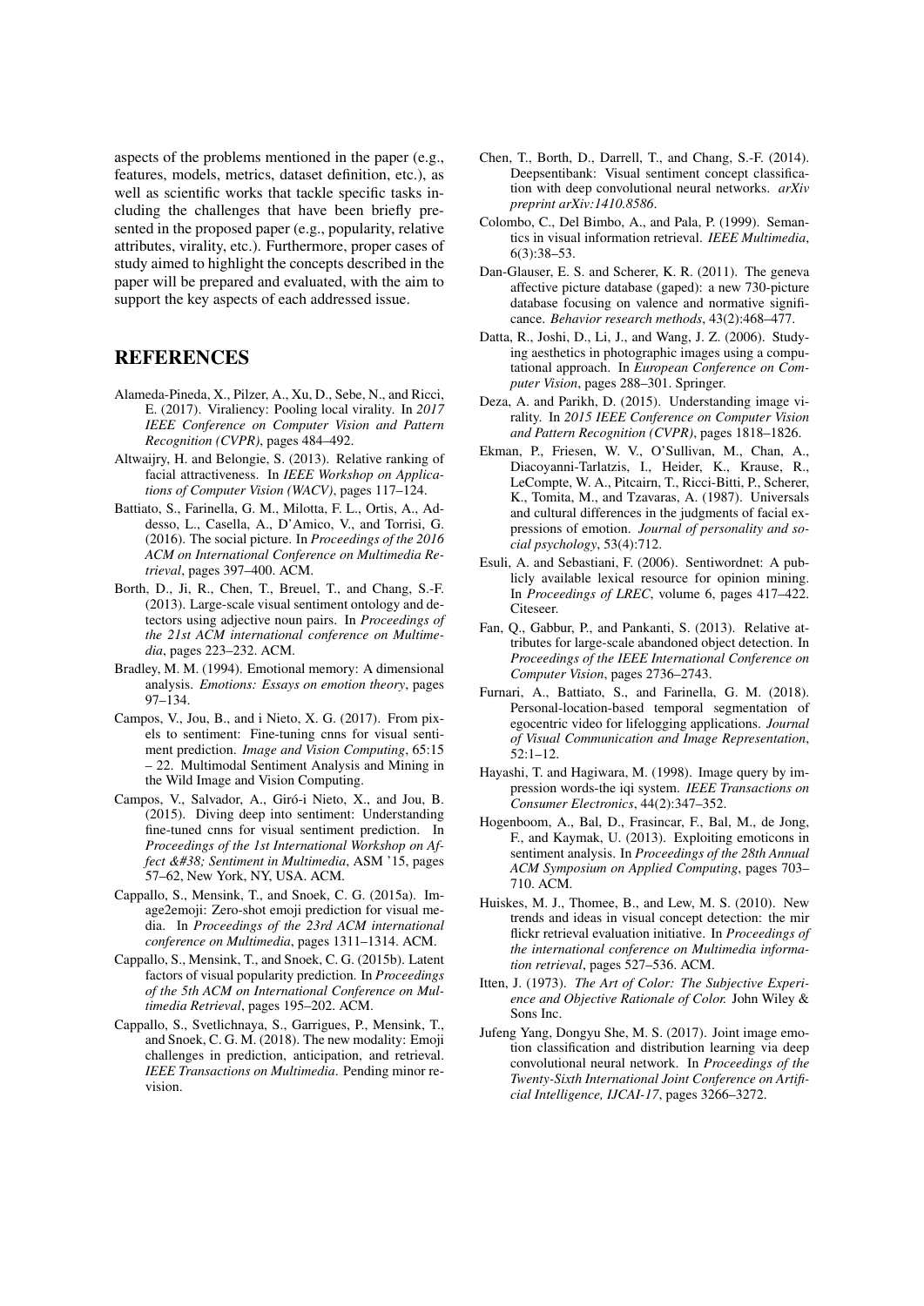aspects of the problems mentioned in the paper (e.g., features, models, metrics, dataset definition, etc.), as well as scientific works that tackle specific tasks including the challenges that have been briefly presented in the proposed paper (e.g., popularity, relative attributes, virality, etc.). Furthermore, proper cases of study aimed to highlight the concepts described in the paper will be prepared and evaluated, with the aim to support the key aspects of each addressed issue.

## REFERENCES

Alameda-Pineda, X., Pilzer, A., Xu, D., Sebe, N., and Ricci, E. (2017). Viraliency: Pooling local virality. In *2017 IEEE Conference on Computer Vision and Pattern Recognition (CVPR)*, pages 484–492.

Altwaijry, H. and Belongie, S. (2013). Relative ranking of facial attractiveness. In *IEEE Workshop on Applications of Computer Vision (WACV)*, pages 117–124.

Battiato, S., Farinella, G. M., Milotta, F. L., Ortis, A., Addesso, L., Casella, A., D'Amico, V., and Torrisi, G. (2016). The social picture. In *Proceedings of the 2016 ACM on International Conference on Multimedia Retrieval*, pages 397–400. ACM.

Borth, D., Ji, R., Chen, T., Breuel, T., and Chang, S.-F. (2013). Large-scale visual sentiment ontology and detectors using adjective noun pairs. In *Proceedings of the 21st ACM international conference on Multimedia*, pages 223–232. ACM.

Bradley, M. M. (1994). Emotional memory: A dimensional analysis. *Emotions: Essays on emotion theory*, pages 97–134.

Campos, V., Jou, B., and i Nieto, X. G. (2017). From pixels to sentiment: Fine-tuning cnns for visual sentiment prediction. *Image and Vision Computing*, 65:15 – 22. Multimodal Sentiment Analysis and Mining in the Wild Image and Vision Computing.

Campos, V., Salvador, A., Giró-i Nieto, X., and Jou, B. (2015). Diving deep into sentiment: Understanding fine-tuned cnns for visual sentiment prediction. In *Proceedings of the 1st International Workshop on Affect &#38; Sentiment in Multimedia*, ASM '15, pages 57–62, New York, NY, USA. ACM.

Cappallo, S., Mensink, T., and Snoek, C. G. (2015a). Image2emoji: Zero-shot emoji prediction for visual media. In *Proceedings of the 23rd ACM international conference on Multimedia*, pages 1311–1314. ACM.

Cappallo, S., Mensink, T., and Snoek, C. G. (2015b). Latent factors of visual popularity prediction. In *Proceedings of the 5th ACM on International Conference on Multimedia Retrieval*, pages 195–202. ACM.

Cappallo, S., Svetlichnaya, S., Garrigues, P., Mensink, T., and Snoek, C. G. M. (2018). The new modality: Emoji challenges in prediction, anticipation, and retrieval. *IEEE Transactions on Multimedia*. Pending minor revision.

Chen, T., Borth, D., Darrell, T., and Chang, S.-F. (2014). Deepsentibank: Visual sentiment concept classification with deep convolutional neural networks. *arXiv preprint arXiv:1410.8586*.

Colombo, C., Del Bimbo, A., and Pala, P. (1999). Semantics in visual information retrieval. *IEEE Multimedia*, 6(3):38–53.

Dan-Glauser, E. S. and Scherer, K. R. (2011). The geneva affective picture database (gaped): a new 730-picture database focusing on valence and normative significance. *Behavior research methods*, 43(2):468–477.

Datta, R., Joshi, D., Li, J., and Wang, J. Z. (2006). Studying aesthetics in photographic images using a computational approach. In *European Conference on Computer Vision*, pages 288–301. Springer.

Deza, A. and Parikh, D. (2015). Understanding image virality. In *2015 IEEE Conference on Computer Vision and Pattern Recognition (CVPR)*, pages 1818–1826.

Ekman, P., Friesen, W. V., O'Sullivan, M., Chan, A., Diacoyanni-Tarlatzis, I., Heider, K., Krause, R., LeCompte, W. A., Pitcairn, T., Ricci-Bitti, P., Scherer, K., Tomita, M., and Tzavaras, A. (1987). Universals and cultural differences in the judgments of facial expressions of emotion. *Journal of personality and social psychology*, 53(4):712.

Esuli, A. and Sebastiani, F. (2006). Sentiwordnet: A publicly available lexical resource for opinion mining. In *Proceedings of LREC*, volume 6, pages 417–422. Citeseer.

Fan, Q., Gabbur, P., and Pankanti, S. (2013). Relative attributes for large-scale abandoned object detection. In *Proceedings of the IEEE International Conference on Computer Vision*, pages 2736–2743.

Furnari, A., Battiato, S., and Farinella, G. M. (2018). Personal-location-based temporal segmentation of egocentric video for lifelogging applications. *Journal of Visual Communication and Image Representation*, 52:1–12.

Hayashi, T. and Hagiwara, M. (1998). Image query by impression words-the iqi system. *IEEE Transactions on Consumer Electronics*, 44(2):347–352.

Hogenboom, A., Bal, D., Frasincar, F., Bal, M., de Jong, F., and Kaymak, U. (2013). Exploiting emoticons in sentiment analysis. In *Proceedings of the 28th Annual ACM Symposium on Applied Computing*, pages 703–710. ACM.

Huiskes, M. J., Thomee, B., and Lew, M. S. (2010). New trends and ideas in visual concept detection: the mir flickr retrieval evaluation initiative. In *Proceedings of the international conference on Multimedia information retrieval*, pages 527–536. ACM.

Itten, J. (1973). *The Art of Color: The Subjective Experience and Objective Rationale of Color.* John Wiley & Sons Inc.

Jufeng Yang, Dongyu She, M. S. (2017). Joint image emotion classification and distribution learning via deep convolutional neural network. In *Proceedings of the Twenty-Sixth International Joint Conference on Artificial Intelligence, IJCAI-17*, pages 3266–3272.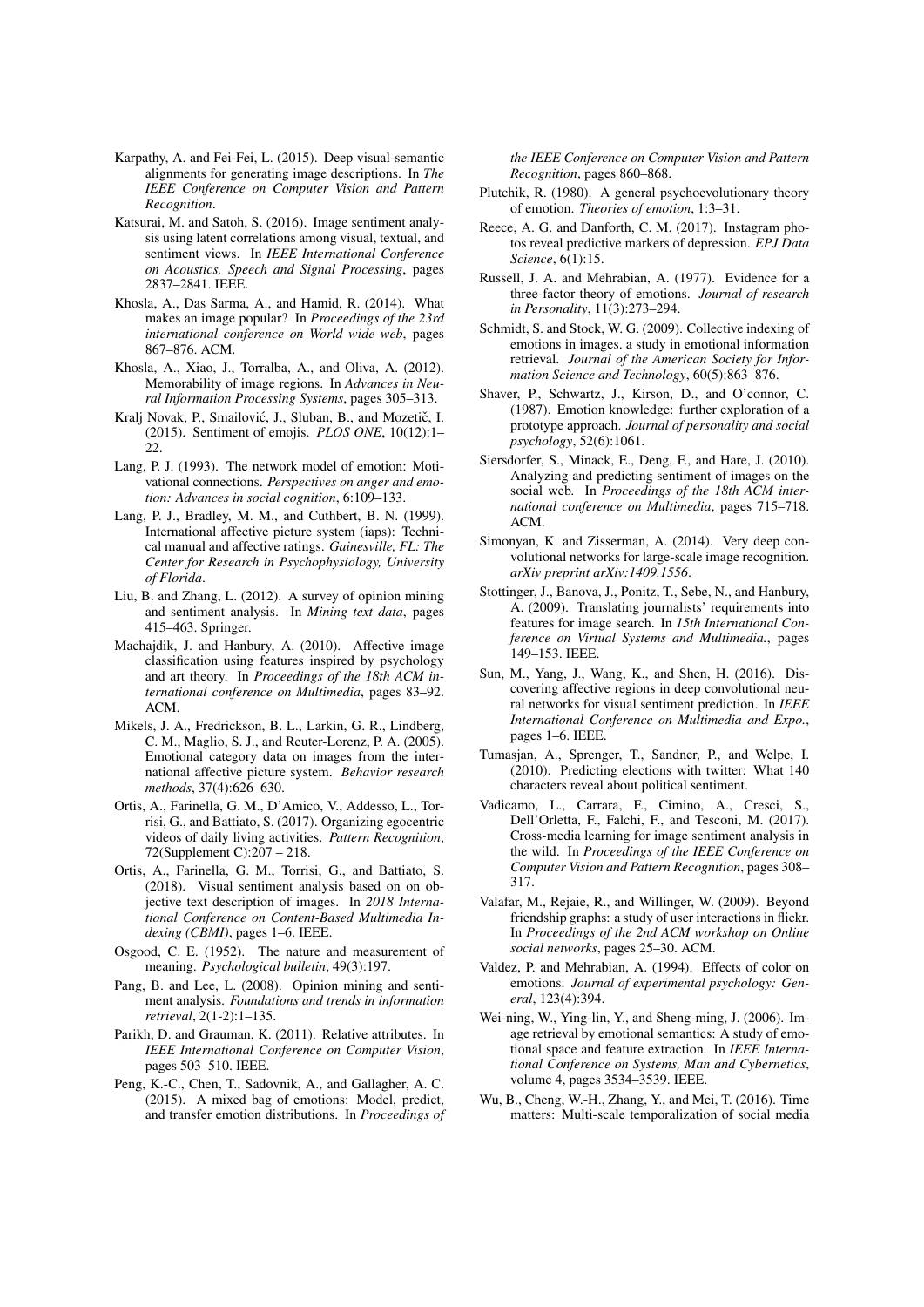Karpathy, A. and Fei-Fei, L. (2015). Deep visual-semantic alignments for generating image descriptions. In *The IEEE Conference on Computer Vision and Pattern Recognition*.

Katsurai, M. and Satoh, S. (2016). Image sentiment analysis using latent correlations among visual, textual, and sentiment views. In *IEEE International Conference on Acoustics, Speech and Signal Processing*, pages 2837–2841. IEEE.

Khosla, A., Das Sarma, A., and Hamid, R. (2014). What makes an image popular? In *Proceedings of the 23rd international conference on World wide web*, pages 867–876. ACM.

Khosla, A., Xiao, J., Torralba, A., and Oliva, A. (2012). Memorability of image regions. In *Advances in Neural Information Processing Systems*, pages 305–313.

Kralj Novak, P., Smailović, J., Sluban, B., and Mozetič, I. (2015). Sentiment of emojis. *PLOS ONE*, 10(12):1–22.

Lang, P. J. (1993). The network model of emotion: Motivational connections. *Perspectives on anger and emotion: Advances in social cognition*, 6:109–133.

Lang, P. J., Bradley, M. M., and Cuthbert, B. N. (1999). International affective picture system (iaps): Technical manual and affective ratings. *Gainesville, FL: The Center for Research in Psychophysiology, University of Florida*.

Liu, B. and Zhang, L. (2012). A survey of opinion mining and sentiment analysis. In *Mining text data*, pages 415–463. Springer.

Machajdik, J. and Hanbury, A. (2010). Affective image classification using features inspired by psychology and art theory. In *Proceedings of the 18th ACM international conference on Multimedia*, pages 83–92. ACM.

Mikels, J. A., Fredrickson, B. L., Larkin, G. R., Lindberg, C. M., Maglio, S. J., and Reuter-Lorenz, P. A. (2005). Emotional category data on images from the international affective picture system. *Behavior research methods*, 37(4):626–630.

Ortis, A., Farinella, G. M., D'Amico, V., Addesso, L., Torrisi, G., and Battiato, S. (2017). Organizing egocentric videos of daily living activities. *Pattern Recognition*, 72(Supplement C):207 – 218.

Ortis, A., Farinella, G. M., Torrisi, G., and Battiato, S. (2018). Visual sentiment analysis based on on objective text description of images. In *2018 International Conference on Content-Based Multimedia Indexing (CBMI)*, pages 1–6. IEEE.

Osgood, C. E. (1952). The nature and measurement of meaning. *Psychological bulletin*, 49(3):197.

Pang, B. and Lee, L. (2008). Opinion mining and sentiment analysis. *Foundations and trends in information retrieval*, 2(1-2):1–135.

Parikh, D. and Grauman, K. (2011). Relative attributes. In *IEEE International Conference on Computer Vision*, pages 503–510. IEEE.

Peng, K.-C., Chen, T., Sadovnik, A., and Gallagher, A. C. (2015). A mixed bag of emotions: Model, predict, and transfer emotion distributions. In *Proceedings of the IEEE Conference on Computer Vision and Pattern Recognition*, pages 860–868.

Plutchik, R. (1980). A general psychoevolutionary theory of emotion. *Theories of emotion*, 1:3–31.

Reece, A. G. and Danforth, C. M. (2017). Instagram photos reveal predictive markers of depression. *EPJ Data Science*, 6(1):15.

Russell, J. A. and Mehrabian, A. (1977). Evidence for a three-factor theory of emotions. *Journal of research in Personality*, 11(3):273–294.

Schmidt, S. and Stock, W. G. (2009). Collective indexing of emotions in images. a study in emotional information retrieval. *Journal of the American Society for Information Science and Technology*, 60(5):863–876.

Shaver, P., Schwartz, J., Kirson, D., and O'connor, C. (1987). Emotion knowledge: further exploration of a prototype approach. *Journal of personality and social psychology*, 52(6):1061.

Siersdorfer, S., Minack, E., Deng, F., and Hare, J. (2010). Analyzing and predicting sentiment of images on the social web. In *Proceedings of the 18th ACM international conference on Multimedia*, pages 715–718. ACM.

Simonyan, K. and Zisserman, A. (2014). Very deep convolutional networks for large-scale image recognition. *arXiv preprint arXiv:1409.1556*.

Stottinger, J., Banova, J., Ponitz, T., Sebe, N., and Hanbury, A. (2009). Translating journalists' requirements into features for image search. In *15th International Conference on Virtual Systems and Multimedia.*, pages 149–153. IEEE.

Sun, M., Yang, J., Wang, K., and Shen, H. (2016). Discovering affective regions in deep convolutional neural networks for visual sentiment prediction. In *IEEE International Conference on Multimedia and Expo.*, pages 1–6. IEEE.

Tumasjan, A., Sprenger, T., Sandner, P., and Welpe, I. (2010). Predicting elections with twitter: What 140 characters reveal about political sentiment.

Vadicamo, L., Carrara, F., Cimino, A., Cresci, S., Dell'Orletta, F., Falchi, F., and Tesconi, M. (2017). Cross-media learning for image sentiment analysis in the wild. In *Proceedings of the IEEE Conference on Computer Vision and Pattern Recognition*, pages 308–317.

Valafar, M., Rejaie, R., and Willinger, W. (2009). Beyond friendship graphs: a study of user interactions in flickr. In *Proceedings of the 2nd ACM workshop on Online social networks*, pages 25–30. ACM.

Valdez, P. and Mehrabian, A. (1994). Effects of color on emotions. *Journal of experimental psychology: General*, 123(4):394.

Wei-ning, W., Ying-lin, Y., and Sheng-ming, J. (2006). Image retrieval by emotional semantics: A study of emotional space and feature extraction. In *IEEE International Conference on Systems, Man and Cybernetics*, volume 4, pages 3534–3539. IEEE.

Wu, B., Cheng, W.-H., Zhang, Y., and Mei, T. (2016). Time matters: Multi-scale temporalization of social media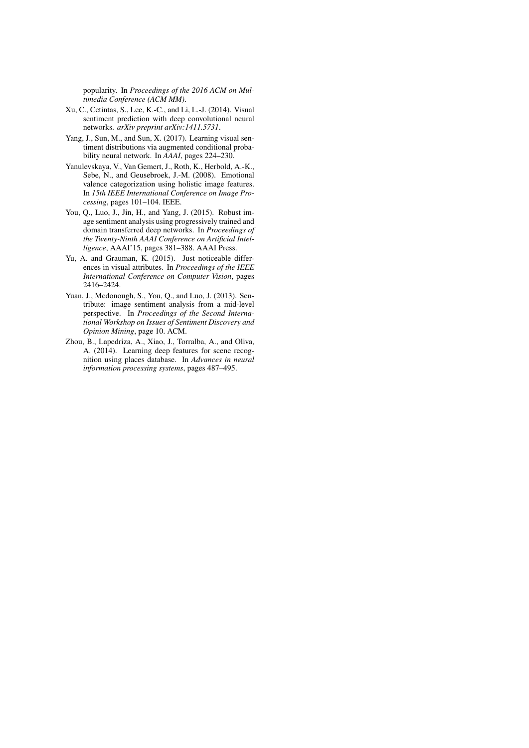popularity. In *Proceedings of the 2016 ACM on Multimedia Conference (ACM MM)*.

Xu, C., Cetintas, S., Lee, K.-C., and Li, L.-J. (2014). Visual sentiment prediction with deep convolutional neural networks. *arXiv preprint arXiv:1411.5731*.

Yang, J., Sun, M., and Sun, X. (2017). Learning visual sentiment distributions via augmented conditional probability neural network. In *AAAI*, pages 224–230.

Yanulevskaya, V., Van Gemert, J., Roth, K., Herbold, A.-K., Sebe, N., and Geusebroek, J.-M. (2008). Emotional valence categorization using holistic image features. In *15th IEEE International Conference on Image Processing*, pages 101–104. IEEE.

You, Q., Luo, J., Jin, H., and Yang, J. (2015). Robust image sentiment analysis using progressively trained and domain transferred deep networks. In *Proceedings of the Twenty-Ninth AAAI Conference on Artificial Intelligence*, AAAI'15, pages 381–388. AAAI Press.

Yu, A. and Grauman, K. (2015). Just noticeable differences in visual attributes. In *Proceedings of the IEEE International Conference on Computer Vision*, pages 2416–2424.

Yuan, J., Mcdonough, S., You, Q., and Luo, J. (2013). Sentribute: image sentiment analysis from a mid-level perspective. In *Proceedings of the Second International Workshop on Issues of Sentiment Discovery and Opinion Mining*, page 10. ACM.

Zhou, B., Lapedriza, A., Xiao, J., Torralba, A., and Oliva, A. (2014). Learning deep features for scene recognition using places database. In *Advances in neural information processing systems*, pages 487–495.